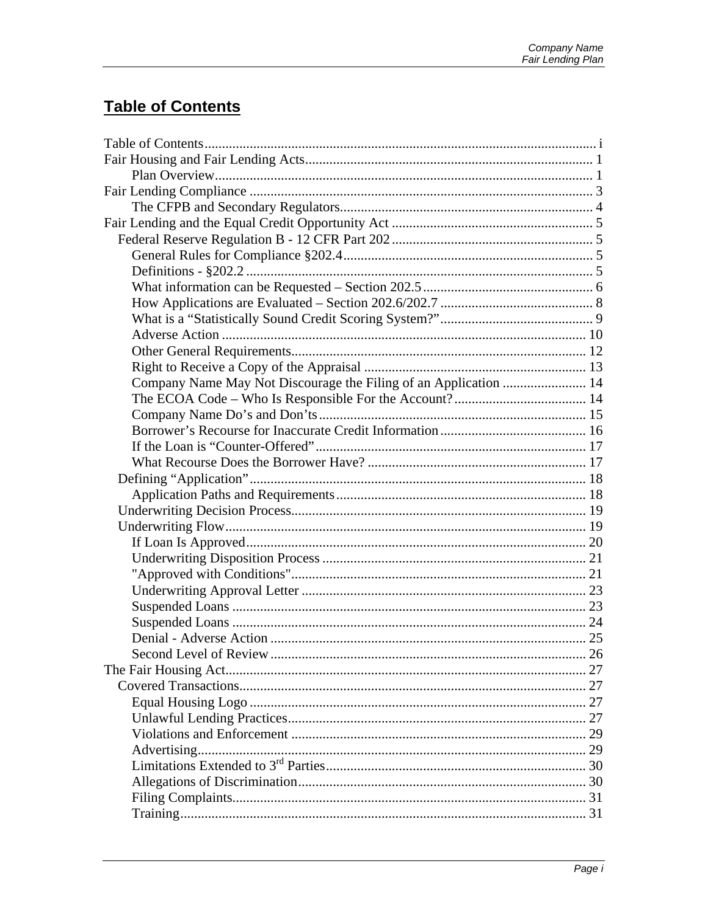# Table of Contents

- Table of Contents ..... i
- Fair Housing and Fair Lending Acts ..... 1
    - Plan Overview ..... 1
- Fair Lending Compliance ..... 3
    - The CFPB and Secondary Regulators ..... 4
- Fair Lending and the Equal Credit Opportunity Act ..... 5
  - Federal Reserve Regulation B - 12 CFR Part 202 ..... 5
    - General Rules for Compliance §202.4 ..... 5
    - Definitions - §202.2 ..... 5
    - What information can be Requested – Section 202.5 ..... 6
    - How Applications are Evaluated – Section 202.6/202.7 ..... 8
    - What is a "Statistically Sound Credit Scoring System?" ..... 9
    - Adverse Action ..... 10
    - Other General Requirements ..... 12
    - Right to Receive a Copy of the Appraisal ..... 13
    - Company Name May Not Discourage the Filing of an Application ..... 14
    - The ECOA Code – Who Is Responsible For the Account? ..... 14
    - Company Name Do's and Don'ts ..... 15
    - Borrower's Recourse for Inaccurate Credit Information ..... 16
    - If the Loan is "Counter-Offered" ..... 17
    - What Recourse Does the Borrower Have? ..... 17
  - Defining "Application" ..... 18
    - Application Paths and Requirements ..... 18
  - Underwriting Decision Process ..... 19
  - Underwriting Flow ..... 19
    - If Loan Is Approved ..... 20
    - Underwriting Disposition Process ..... 21
    - "Approved with Conditions" ..... 21
    - Underwriting Approval Letter ..... 23
    - Suspended Loans ..... 23
    - Suspended Loans ..... 24
    - Denial - Adverse Action ..... 25
    - Second Level of Review ..... 26
- The Fair Housing Act ..... 27
  - Covered Transactions ..... 27
    - Equal Housing Logo ..... 27
    - Unlawful Lending Practices ..... 27
    - Violations and Enforcement ..... 29
    - Advertising ..... 29
    - Limitations Extended to 3rd Parties ..... 30
    - Allegations of Discrimination ..... 30
    - Filing Complaints ..... 31
    - Training ..... 31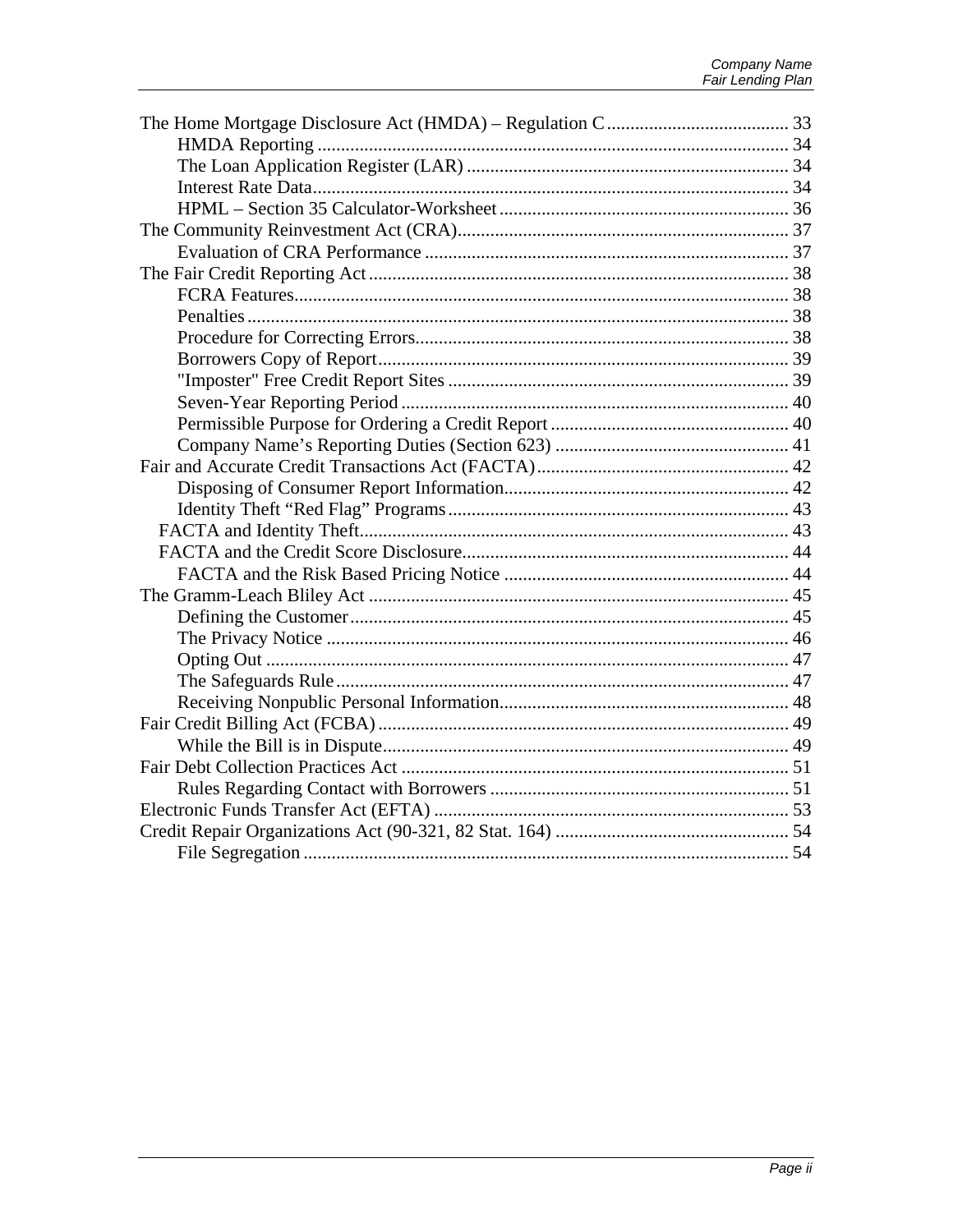The Home Mortgage Disclosure Act (HMDA) – Regulation C ....................................... 33
- HMDA Reporting ..................................................................................................... 34
- The Loan Application Register (LAR) ..................................................................... 34
- Interest Rate Data..................................................................................................... 34
- HPML – Section 35 Calculator-Worksheet ............................................................. 36

The Community Reinvestment Act (CRA)........................................................................ 37
- Evaluation of CRA Performance ............................................................................. 37

The Fair Credit Reporting Act .......................................................................................... 38
- FCRA Features.......................................................................................................... 38
- Penalties ................................................................................................................... 38
- Procedure for Correcting Errors................................................................................ 38
- Borrowers Copy of Report........................................................................................ 39
- "Imposter" Free Credit Report Sites ......................................................................... 39
- Seven-Year Reporting Period .................................................................................. 40
- Permissible Purpose for Ordering a Credit Report ................................................... 40
- Company Name's Reporting Duties (Section 623) .................................................. 41

Fair and Accurate Credit Transactions Act (FACTA)...................................................... 42
- Disposing of Consumer Report Information............................................................. 42
- Identity Theft "Red Flag" Programs ......................................................................... 43
- FACTA and Identity Theft........................................................................................... 43
- FACTA and the Credit Score Disclosure...................................................................... 44
- FACTA and the Risk Based Pricing Notice ............................................................. 44

The Gramm-Leach Bliley Act .......................................................................................... 45
- Defining the Customer.............................................................................................. 45
- The Privacy Notice ................................................................................................... 46
- Opting Out ................................................................................................................ 47
- The Safeguards Rule ................................................................................................. 47
- Receiving Nonpublic Personal Information............................................................. 48

Fair Credit Billing Act (FCBA) ........................................................................................ 49
- While the Bill is in Dispute....................................................................................... 49

Fair Debt Collection Practices Act ................................................................................... 51
- Rules Regarding Contact with Borrowers ................................................................ 51

Electronic Funds Transfer Act (EFTA) ............................................................................ 53

Credit Repair Organizations Act (90-321, 82 Stat. 164) .................................................. 54
- File Segregation ........................................................................................................ 54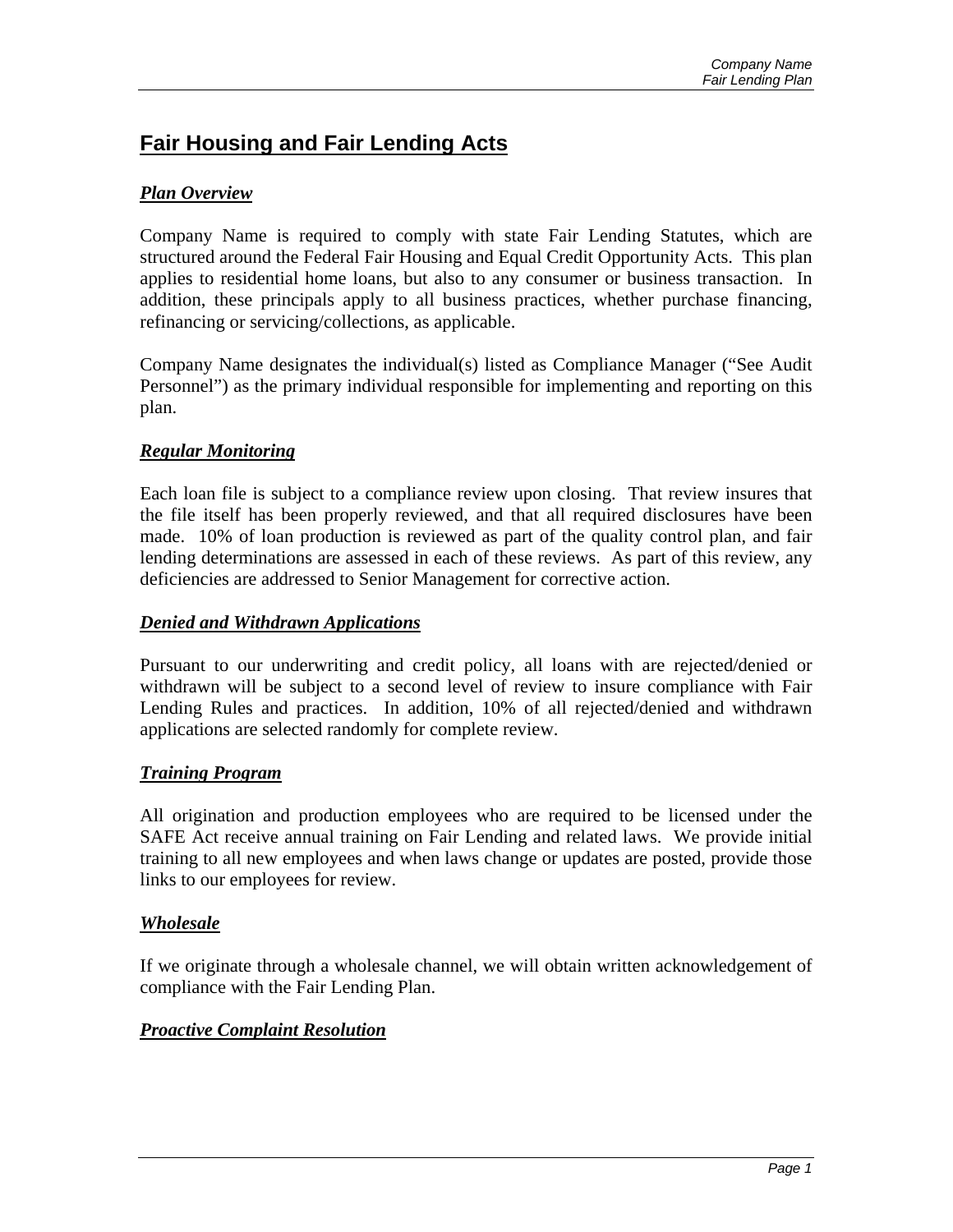## Fair Housing and Fair Lending Acts

### ***Plan Overview***

Company Name is required to comply with state Fair Lending Statutes, which are structured around the Federal Fair Housing and Equal Credit Opportunity Acts. This plan applies to residential home loans, but also to any consumer or business transaction. In addition, these principals apply to all business practices, whether purchase financing, refinancing or servicing/collections, as applicable.

Company Name designates the individual(s) listed as Compliance Manager ("See Audit Personnel") as the primary individual responsible for implementing and reporting on this plan.

### ***Regular Monitoring***

Each loan file is subject to a compliance review upon closing. That review insures that the file itself has been properly reviewed, and that all required disclosures have been made. 10% of loan production is reviewed as part of the quality control plan, and fair lending determinations are assessed in each of these reviews. As part of this review, any deficiencies are addressed to Senior Management for corrective action.

### ***Denied and Withdrawn Applications***

Pursuant to our underwriting and credit policy, all loans with are rejected/denied or withdrawn will be subject to a second level of review to insure compliance with Fair Lending Rules and practices. In addition, 10% of all rejected/denied and withdrawn applications are selected randomly for complete review.

### ***Training Program***

All origination and production employees who are required to be licensed under the SAFE Act receive annual training on Fair Lending and related laws. We provide initial training to all new employees and when laws change or updates are posted, provide those links to our employees for review.

### ***Wholesale***

If we originate through a wholesale channel, we will obtain written acknowledgement of compliance with the Fair Lending Plan.

### ***Proactive Complaint Resolution***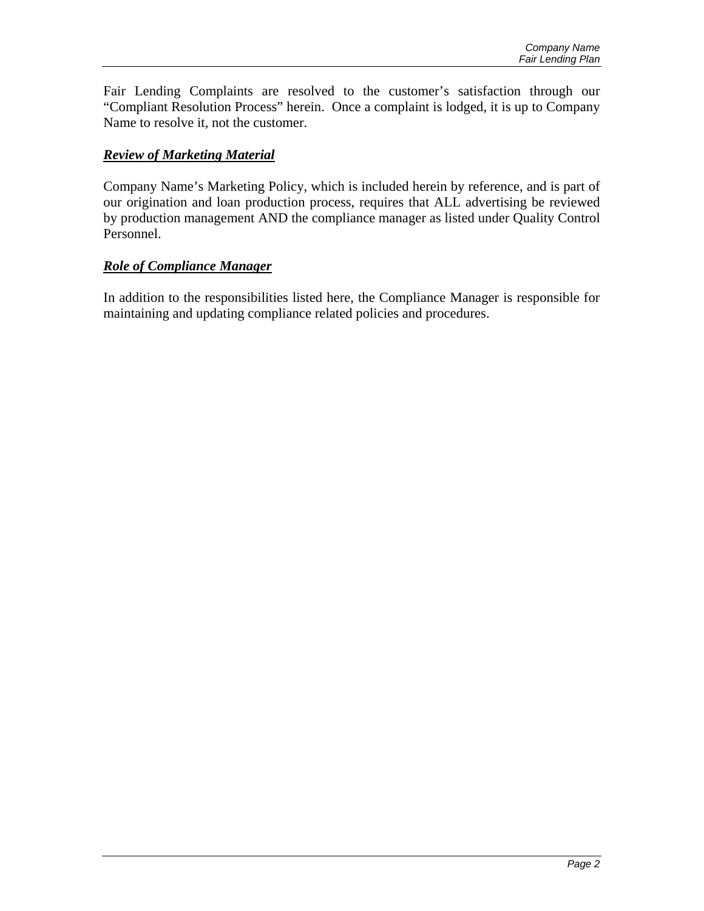Fair Lending Complaints are resolved to the customer's satisfaction through our "Compliant Resolution Process" herein. Once a complaint is lodged, it is up to Company Name to resolve it, not the customer.

***Review of Marketing Material***

Company Name's Marketing Policy, which is included herein by reference, and is part of our origination and loan production process, requires that ALL advertising be reviewed by production management AND the compliance manager as listed under Quality Control Personnel.

***Role of Compliance Manager***

In addition to the responsibilities listed here, the Compliance Manager is responsible for maintaining and updating compliance related policies and procedures.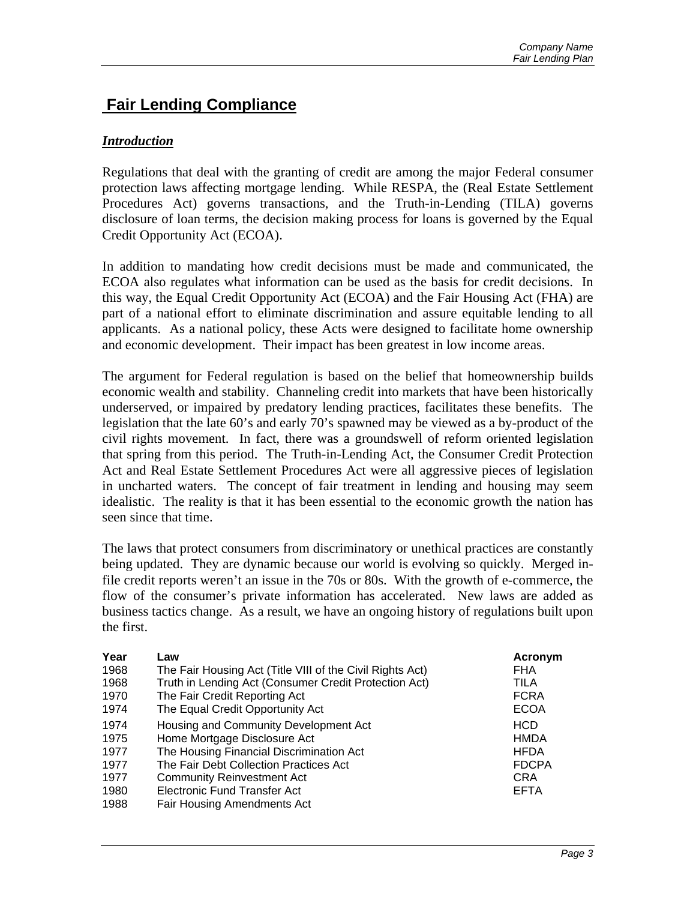# Fair Lending Compliance

## *Introduction*

Regulations that deal with the granting of credit are among the major Federal consumer protection laws affecting mortgage lending. While RESPA, the (Real Estate Settlement Procedures Act) governs transactions, and the Truth-in-Lending (TILA) governs disclosure of loan terms, the decision making process for loans is governed by the Equal Credit Opportunity Act (ECOA).

In addition to mandating how credit decisions must be made and communicated, the ECOA also regulates what information can be used as the basis for credit decisions. In this way, the Equal Credit Opportunity Act (ECOA) and the Fair Housing Act (FHA) are part of a national effort to eliminate discrimination and assure equitable lending to all applicants. As a national policy, these Acts were designed to facilitate home ownership and economic development. Their impact has been greatest in low income areas.

The argument for Federal regulation is based on the belief that homeownership builds economic wealth and stability. Channeling credit into markets that have been historically underserved, or impaired by predatory lending practices, facilitates these benefits. The legislation that the late 60's and early 70's spawned may be viewed as a by-product of the civil rights movement. In fact, there was a groundswell of reform oriented legislation that spring from this period. The Truth-in-Lending Act, the Consumer Credit Protection Act and Real Estate Settlement Procedures Act were all aggressive pieces of legislation in uncharted waters. The concept of fair treatment in lending and housing may seem idealistic. The reality is that it has been essential to the economic growth the nation has seen since that time.

The laws that protect consumers from discriminatory or unethical practices are constantly being updated. They are dynamic because our world is evolving so quickly. Merged in-file credit reports weren't an issue in the 70s or 80s. With the growth of e-commerce, the flow of the consumer's private information has accelerated. New laws are added as business tactics change. As a result, we have an ongoing history of regulations built upon the first.

| Year | Law | Acronym |
|---|---|---|
| 1968 | The Fair Housing Act (Title VIII of the Civil Rights Act) | FHA |
| 1968 | Truth in Lending Act (Consumer Credit Protection Act) | TILA |
| 1970 | The Fair Credit Reporting Act | FCRA |
| 1974 | The Equal Credit Opportunity Act | ECOA |
| 1974 | Housing and Community Development Act | HCD |
| 1975 | Home Mortgage Disclosure Act | HMDA |
| 1977 | The Housing Financial Discrimination Act | HFDA |
| 1977 | The Fair Debt Collection Practices Act | FDCPA |
| 1977 | Community Reinvestment Act | CRA |
| 1980 | Electronic Fund Transfer Act | EFTA |
| 1988 | Fair Housing Amendments Act | |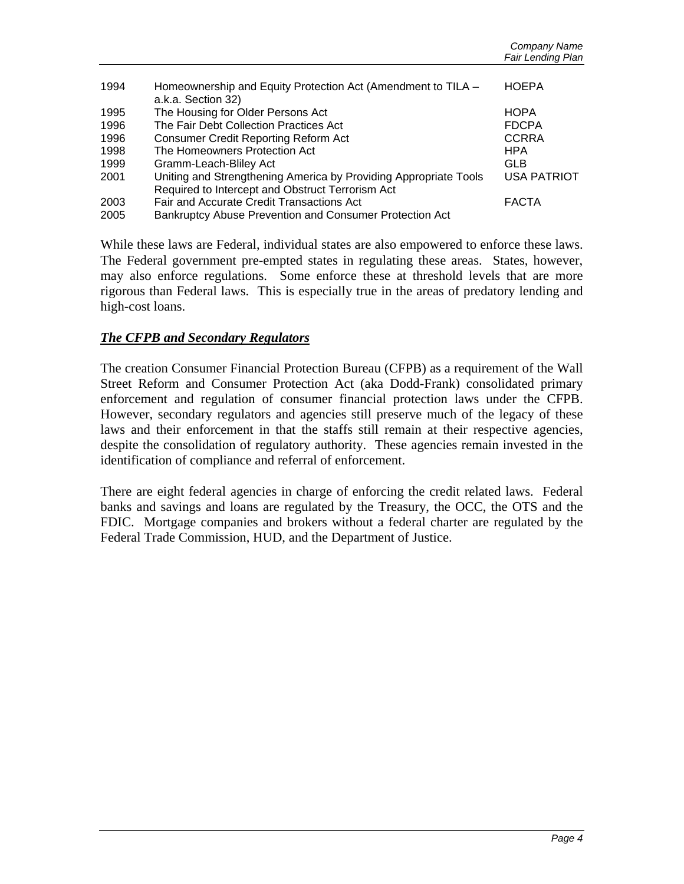| | | |
|---|---|---|
| 1994 | Homeownership and Equity Protection Act (Amendment to TILA – a.k.a. Section 32) | HOEPA |
| 1995 | The Housing for Older Persons Act | HOPA |
| 1996 | The Fair Debt Collection Practices Act | FDCPA |
| 1996 | Consumer Credit Reporting Reform Act | CCRRA |
| 1998 | The Homeowners Protection Act | HPA |
| 1999 | Gramm-Leach-Bliley Act | GLB |
| 2001 | Uniting and Strengthening America by Providing Appropriate Tools Required to Intercept and Obstruct Terrorism Act | USA PATRIOT |
| 2003 | Fair and Accurate Credit Transactions Act | FACTA |
| 2005 | Bankruptcy Abuse Prevention and Consumer Protection Act | |

While these laws are Federal, individual states are also empowered to enforce these laws. The Federal government pre-empted states in regulating these areas. States, however, may also enforce regulations. Some enforce these at threshold levels that are more rigorous than Federal laws. This is especially true in the areas of predatory lending and high-cost loans.

### ***The CFPB and Secondary Regulators***

The creation Consumer Financial Protection Bureau (CFPB) as a requirement of the Wall Street Reform and Consumer Protection Act (aka Dodd-Frank) consolidated primary enforcement and regulation of consumer financial protection laws under the CFPB. However, secondary regulators and agencies still preserve much of the legacy of these laws and their enforcement in that the staffs still remain at their respective agencies, despite the consolidation of regulatory authority. These agencies remain invested in the identification of compliance and referral of enforcement.

There are eight federal agencies in charge of enforcing the credit related laws. Federal banks and savings and loans are regulated by the Treasury, the OCC, the OTS and the FDIC. Mortgage companies and brokers without a federal charter are regulated by the Federal Trade Commission, HUD, and the Department of Justice.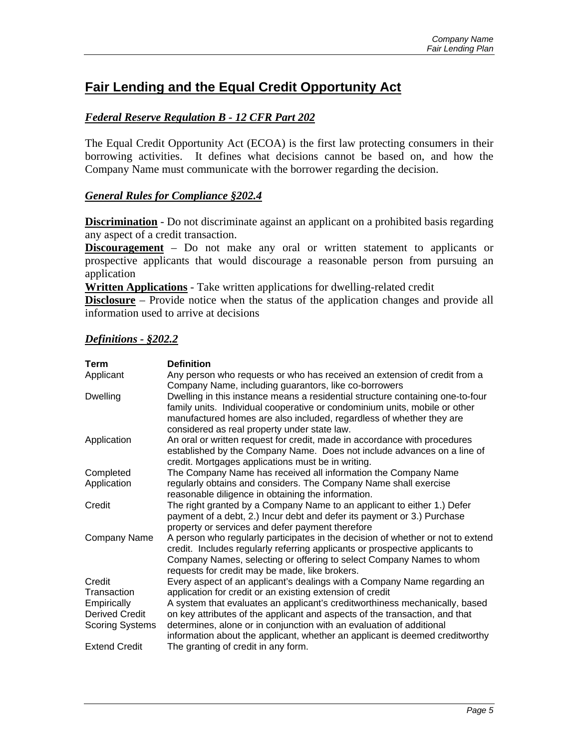# Fair Lending and the Equal Credit Opportunity Act

## *Federal Reserve Regulation B - 12 CFR Part 202*

The Equal Credit Opportunity Act (ECOA) is the first law protecting consumers in their borrowing activities. It defines what decisions cannot be based on, and how the Company Name must communicate with the borrower regarding the decision.

## *General Rules for Compliance §202.4*

**Discrimination** - Do not discriminate against an applicant on a prohibited basis regarding any aspect of a credit transaction.

**Discouragement** – Do not make any oral or written statement to applicants or prospective applicants that would discourage a reasonable person from pursuing an application

**Written Applications** - Take written applications for dwelling-related credit

**Disclosure** – Provide notice when the status of the application changes and provide all information used to arrive at decisions

## *Definitions - §202.2*

| Term | Definition |
|---|---|
| Applicant | Any person who requests or who has received an extension of credit from a Company Name, including guarantors, like co-borrowers |
| Dwelling | Dwelling in this instance means a residential structure containing one-to-four family units. Individual cooperative or condominium units, mobile or other manufactured homes are also included, regardless of whether they are considered as real property under state law. |
| Application | An oral or written request for credit, made in accordance with procedures established by the Company Name. Does not include advances on a line of credit. Mortgages applications must be in writing. |
| Completed Application | The Company Name has received all information the Company Name regularly obtains and considers. The Company Name shall exercise reasonable diligence in obtaining the information. |
| Credit | The right granted by a Company Name to an applicant to either 1.) Defer payment of a debt, 2.) Incur debt and defer its payment or 3.) Purchase property or services and defer payment therefore |
| Company Name | A person who regularly participates in the decision of whether or not to extend credit. Includes regularly referring applicants or prospective applicants to Company Names, selecting or offering to select Company Names to whom requests for credit may be made, like brokers. |
| Credit Transaction | Every aspect of an applicant's dealings with a Company Name regarding an application for credit or an existing extension of credit |
| Empirically Derived Credit Scoring Systems | A system that evaluates an applicant's creditworthiness mechanically, based on key attributes of the applicant and aspects of the transaction, and that determines, alone or in conjunction with an evaluation of additional information about the applicant, whether an applicant is deemed creditworthy |
| Extend Credit | The granting of credit in any form. |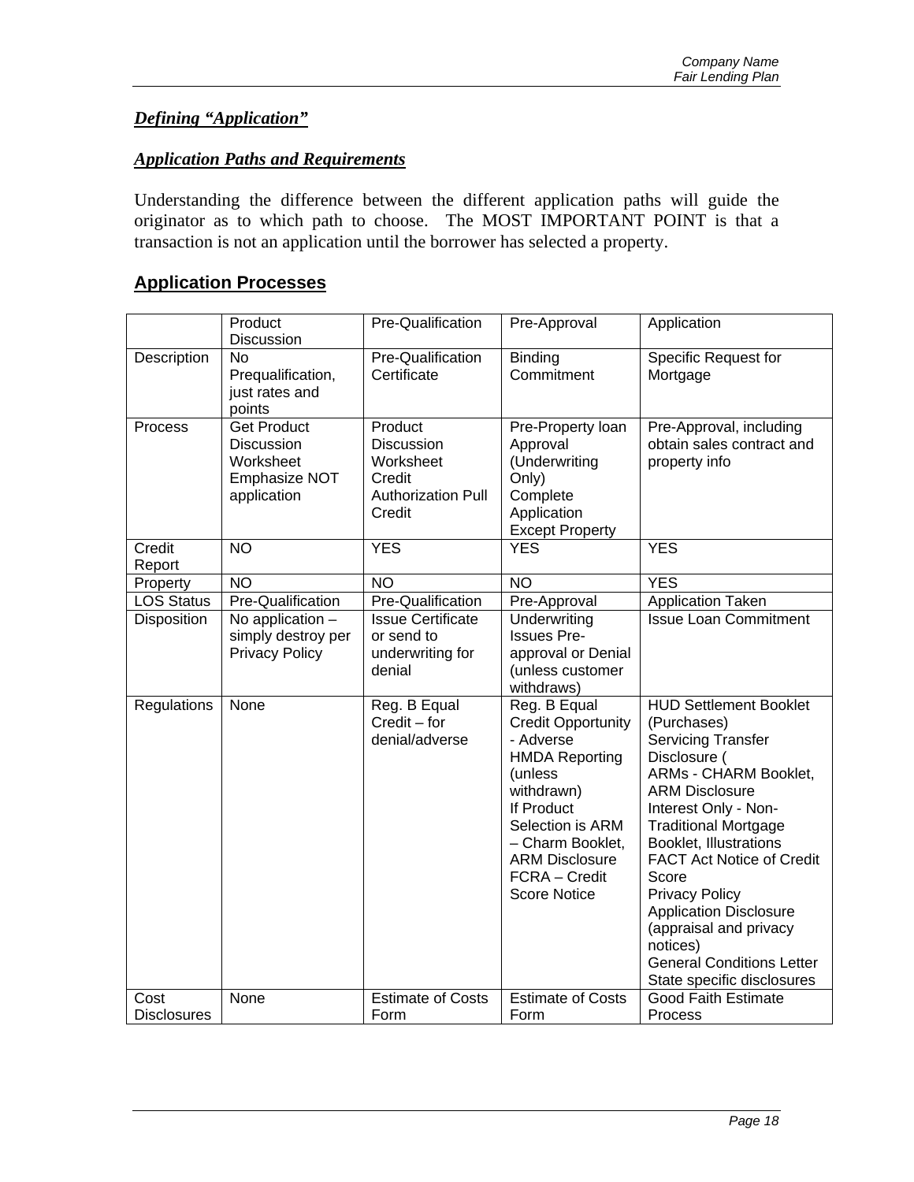***Defining "Application"***

***Application Paths and Requirements***

Understanding the difference between the different application paths will guide the originator as to which path to choose. The MOST IMPORTANT POINT is that a transaction is not an application until the borrower has selected a property.

## Application Processes

| | Product Discussion | Pre-Qualification | Pre-Approval | Application |
|---|---|---|---|---|
| Description | No Prequalification, just rates and points | Pre-Qualification Certificate | Binding Commitment | Specific Request for Mortgage |
| Process | Get Product Discussion Worksheet Emphasize NOT application | Product Discussion Worksheet Credit Authorization Pull Credit | Pre-Property loan Approval (Underwriting Only) Complete Application Except Property | Pre-Approval, including obtain sales contract and property info |
| Credit Report | NO | YES | YES | YES |
| Property | NO | NO | NO | YES |
| LOS Status | Pre-Qualification | Pre-Qualification | Pre-Approval | Application Taken |
| Disposition | No application – simply destroy per Privacy Policy | Issue Certificate or send to underwriting for denial | Underwriting Issues Pre-approval or Denial (unless customer withdraws) | Issue Loan Commitment |
| Regulations | None | Reg. B Equal Credit – for denial/adverse | Reg. B Equal Credit Opportunity - Adverse<br>HMDA Reporting (unless withdrawn)<br>If Product Selection is ARM – Charm Booklet, ARM Disclosure<br>FCRA – Credit Score Notice | HUD Settlement Booklet (Purchases)<br>Servicing Transfer Disclosure (<br>ARMs - CHARM Booklet, ARM Disclosure<br>Interest Only - Non-Traditional Mortgage Booklet, Illustrations<br>FACT Act Notice of Credit Score<br>Privacy Policy<br>Application Disclosure (appraisal and privacy notices)<br>General Conditions Letter<br>State specific disclosures |
| Cost Disclosures | None | Estimate of Costs Form | Estimate of Costs Form | Good Faith Estimate Process |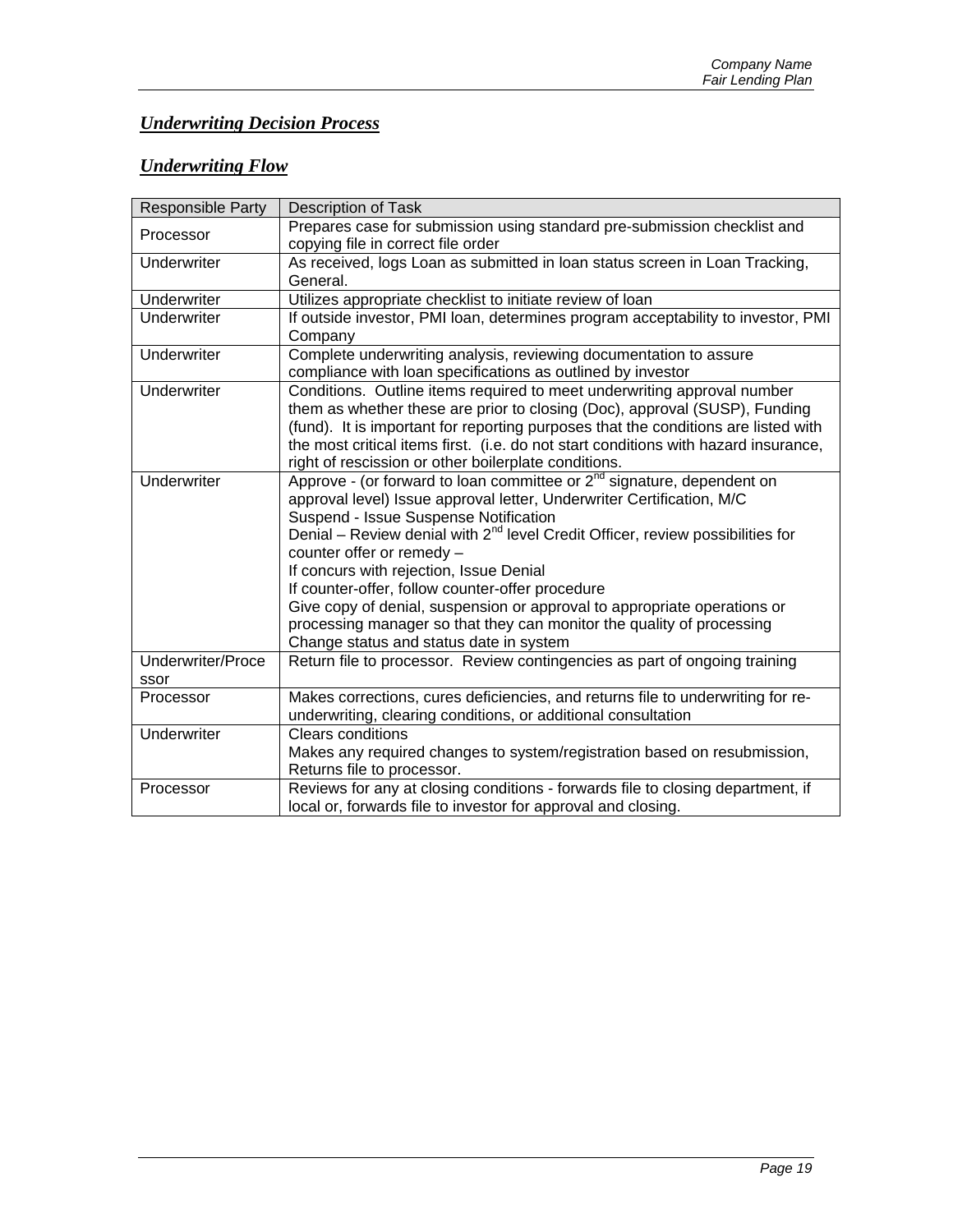## ***Underwriting Decision Process***

## ***Underwriting Flow***

| Responsible Party | Description of Task |
|---|---|
| Processor | Prepares case for submission using standard pre-submission checklist and copying file in correct file order |
| Underwriter | As received, logs Loan as submitted in loan status screen in Loan Tracking, General. |
| Underwriter | Utilizes appropriate checklist to initiate review of loan |
| Underwriter | If outside investor, PMI loan, determines program acceptability to investor, PMI Company |
| Underwriter | Complete underwriting analysis, reviewing documentation to assure compliance with loan specifications as outlined by investor |
| Underwriter | Conditions. Outline items required to meet underwriting approval number them as whether these are prior to closing (Doc), approval (SUSP), Funding (fund). It is important for reporting purposes that the conditions are listed with the most critical items first. (i.e. do not start conditions with hazard insurance, right of rescission or other boilerplate conditions. |
| Underwriter | Approve - (or forward to loan committee or 2nd signature, dependent on approval level) Issue approval letter, Underwriter Certification, M/C<br>Suspend - Issue Suspense Notification<br>Denial – Review denial with 2nd level Credit Officer, review possibilities for counter offer or remedy –<br>If concurs with rejection, Issue Denial<br>If counter-offer, follow counter-offer procedure<br>Give copy of denial, suspension or approval to appropriate operations or processing manager so that they can monitor the quality of processing<br>Change status and status date in system |
| Underwriter/Processor | Return file to processor. Review contingencies as part of ongoing training |
| Processor | Makes corrections, cures deficiencies, and returns file to underwriting for re-underwriting, clearing conditions, or additional consultation |
| Underwriter | Clears conditions<br>Makes any required changes to system/registration based on resubmission, Returns file to processor. |
| Processor | Reviews for any at closing conditions - forwards file to closing department, if local or, forwards file to investor for approval and closing. |